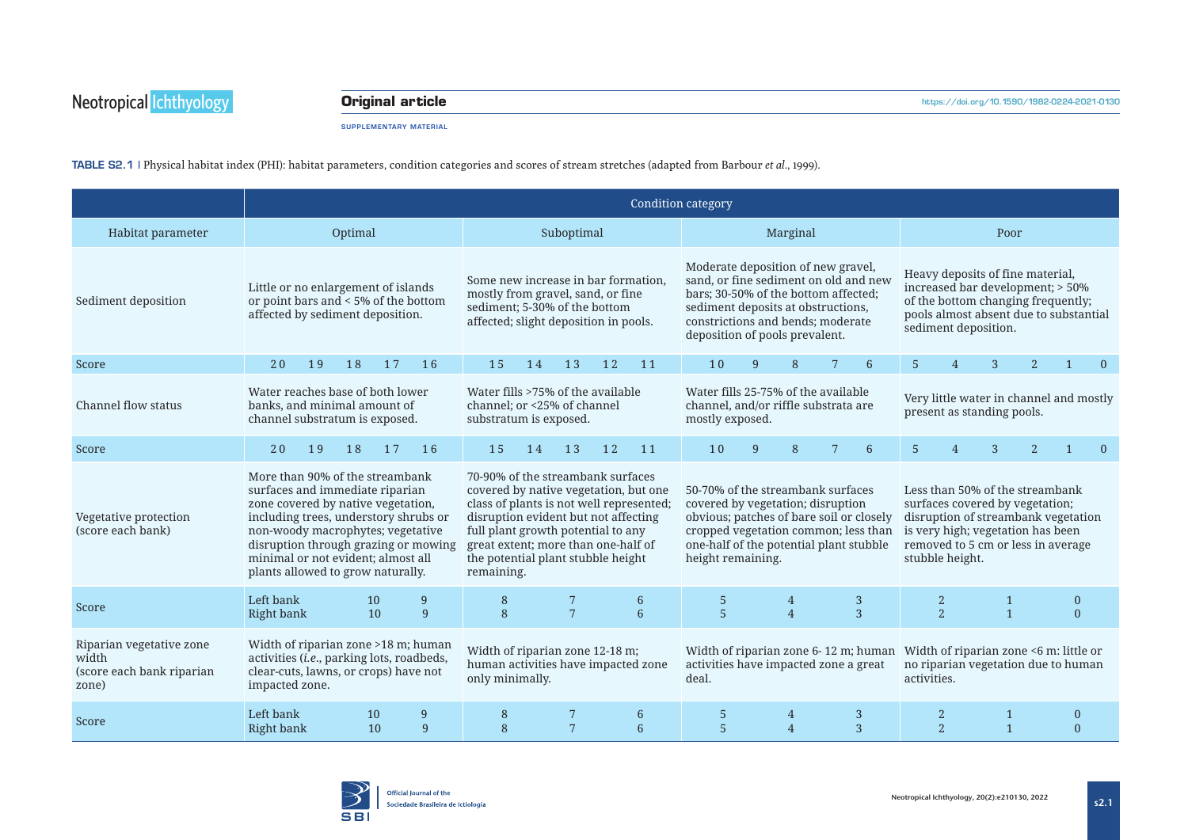SUPPLEMENTARY MATERIAL

**TABLE S2.1** | Physical habitat index (PHI): habitat parameters, condition categories and scores of stream stretches (adapted from Barbour *et al*., 1999).

| | Condition category | | | |
|---|---|---|---|---|
| Habitat parameter | Optimal | Suboptimal | Marginal | Poor |
| Sediment deposition | Little or no enlargement of islands or point bars and < 5% of the bottom affected by sediment deposition. | Some new increase in bar formation, mostly from gravel, sand, or fine sediment; 5-30% of the bottom affected; slight deposition in pools. | Moderate deposition of new gravel, sand, or fine sediment on old and new bars; 30-50% of the bottom affected; sediment deposits at obstructions, constrictions and bends; moderate deposition of pools prevalent. | Heavy deposits of fine material, increased bar development; > 50% of the bottom changing frequently; pools almost absent due to substantial sediment deposition. |
| Score | 20 19 18 17 16 | 15 14 13 12 11 | 10 9 8 7 6 | 5 4 3 2 1 0 |
| Channel flow status | Water reaches base of both lower banks, and minimal amount of channel substratum is exposed. | Water fills >75% of the available channel; or <25% of channel substratum is exposed. | Water fills 25-75% of the available channel, and/or riffle substrata are mostly exposed. | Very little water in channel and mostly present as standing pools. |
| Score | 20 19 18 17 16 | 15 14 13 12 11 | 10 9 8 7 6 | 5 4 3 2 1 0 |
| Vegetative protection (score each bank) | More than 90% of the streambank surfaces and immediate riparian zone covered by native vegetation, including trees, understory shrubs or non-woody macrophytes; vegetative disruption through grazing or mowing minimal or not evident; almost all plants allowed to grow naturally. | 70-90% of the streambank surfaces covered by native vegetation, but one class of plants is not well represented; disruption evident but not affecting full plant growth potential to any great extent; more than one-half of the potential plant stubble height remaining. | 50-70% of the streambank surfaces covered by vegetation; disruption obvious; patches of bare soil or closely cropped vegetation common; less than one-half of the potential plant stubble height remaining. | Less than 50% of the streambank surfaces covered by vegetation; disruption of streambank vegetation is very high; vegetation has been removed to 5 cm or less in average stubble height. |
| Score | Left bank 10 9<br>Right bank 10 9 | 8 7 6<br>8 7 6 | 5 4 3<br>5 4 3 | 2 1 0<br>2 1 0 |
| Riparian vegetative zone width (score each bank riparian zone) | Width of riparian zone >18 m; human activities (*i.e*., parking lots, roadbeds, clear-cuts, lawns, or crops) have not impacted zone. | Width of riparian zone 12-18 m; human activities have impacted zone only minimally. | Width of riparian zone 6- 12 m; human activities have impacted zone a great deal. | Width of riparian zone <6 m: little or no riparian vegetation due to human activities. |
| Score | Left bank 10 9<br>Right bank 10 9 | 8 7 6<br>8 7 6 | 5 4 3<br>5 4 3 | 2 1 0<br>2 1 0 |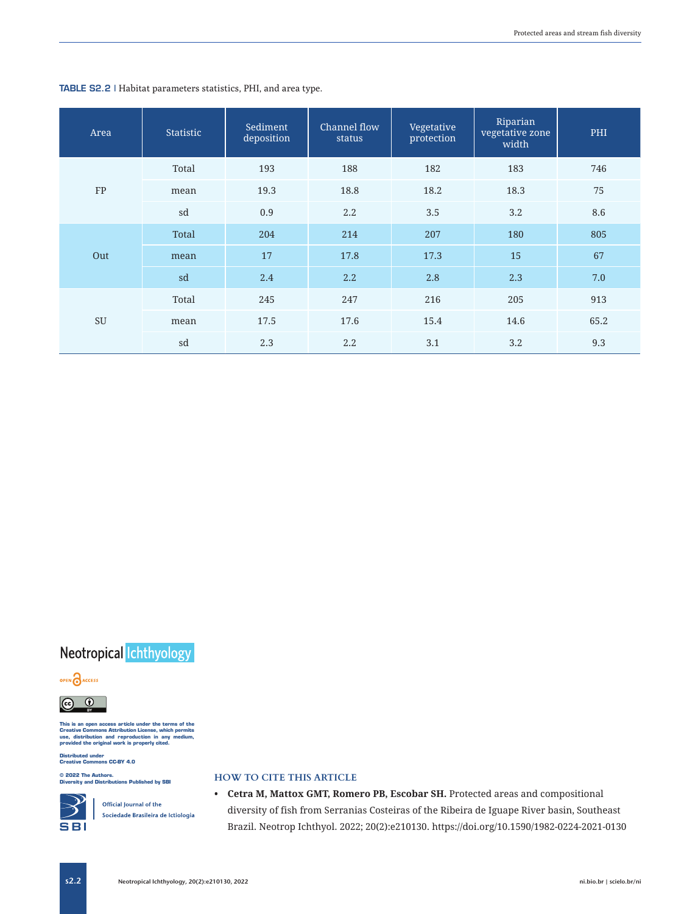**TABLE S2.2** | Habitat parameters statistics, PHI, and area type.

| Area | Statistic | Sediment deposition | Channel flow status | Vegetative protection | Riparian vegetative zone width | PHI |
|---|---|---|---|---|---|---|
| FP | Total | 193 | 188 | 182 | 183 | 746 |
| | mean | 19.3 | 18.8 | 18.2 | 18.3 | 75 |
| | sd | 0.9 | 2.2 | 3.5 | 3.2 | 8.6 |
| Out | Total | 204 | 214 | 207 | 180 | 805 |
| | mean | 17 | 17.8 | 17.3 | 15 | 67 |
| | sd | 2.4 | 2.2 | 2.8 | 2.3 | 7.0 |
| SU | Total | 245 | 247 | 216 | 205 | 913 |
| | mean | 17.5 | 17.6 | 15.4 | 14.6 | 65.2 |
| | sd | 2.3 | 2.2 | 3.1 | 3.2 | 9.3 |

Neotropical Ichthyology

This is an open access article under the terms of the Creative Commons Attribution License, which permits use, distribution and reproduction in any medium, provided the original work is properly cited.

Distributed under Creative Commons CC-BY 4.0

© 2022 The Authors.
Diversity and Distributions Published by SBI

Official Journal of the Sociedade Brasileira de Ictiologia

## HOW TO CITE THIS ARTICLE

- **Cetra M, Mattox GMT, Romero PB, Escobar SH.** Protected areas and compositional diversity of fish from Serranias Costeiras of the Ribeira de Iguape River basin, Southeast Brazil. Neotrop Ichthyol. 2022; 20(2):e210130. https://doi.org/10.1590/1982-0224-2021-0130